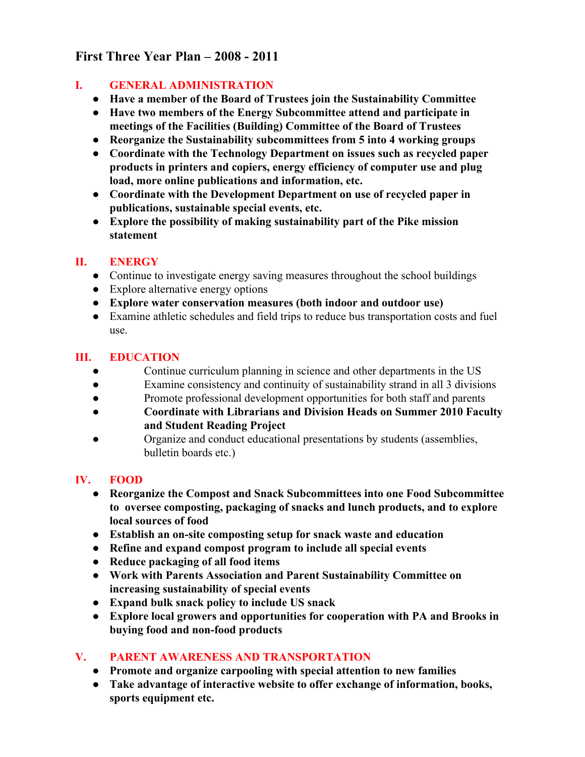# First Three Year Plan – 2008 - 2011

## I. GENERAL ADMINISTRATION

- **Have a member of the Board of Trustees join the Sustainability Committee**
- **Have two members of the Energy Subcommittee attend and participate in meetings of the Facilities (Building) Committee of the Board of Trustees**
- **Reorganize the Sustainability subcommittees from 5 into 4 working groups**
- **Coordinate with the Technology Department on issues such as recycled paper products in printers and copiers, energy efficiency of computer use and plug load, more online publications and information, etc.**
- **Coordinate with the Development Department on use of recycled paper in publications, sustainable special events, etc.**
- **Explore the possibility of making sustainability part of the Pike mission statement**

## II. ENERGY

- Continue to investigate energy saving measures throughout the school buildings
- Explore alternative energy options
- **Explore water conservation measures (both indoor and outdoor use)**
- Examine athletic schedules and field trips to reduce bus transportation costs and fuel use.

## III. EDUCATION

- Continue curriculum planning in science and other departments in the US
- Examine consistency and continuity of sustainability strand in all 3 divisions
- Promote professional development opportunities for both staff and parents
- **Coordinate with Librarians and Division Heads on Summer 2010 Faculty and Student Reading Project**
- Organize and conduct educational presentations by students (assemblies, bulletin boards etc.)

## IV. FOOD

- **Reorganize the Compost and Snack Subcommittees into one Food Subcommittee to oversee composting, packaging of snacks and lunch products, and to explore local sources of food**
- **Establish an on-site composting setup for snack waste and education**
- **Refine and expand compost program to include all special events**
- **Reduce packaging of all food items**
- **Work with Parents Association and Parent Sustainability Committee on increasing sustainability of special events**
- **Expand bulk snack policy to include US snack**
- **Explore local growers and opportunities for cooperation with PA and Brooks in buying food and non-food products**

## V. PARENT AWARENESS AND TRANSPORTATION

- **Promote and organize carpooling with special attention to new families**
- **Take advantage of interactive website to offer exchange of information, books, sports equipment etc.**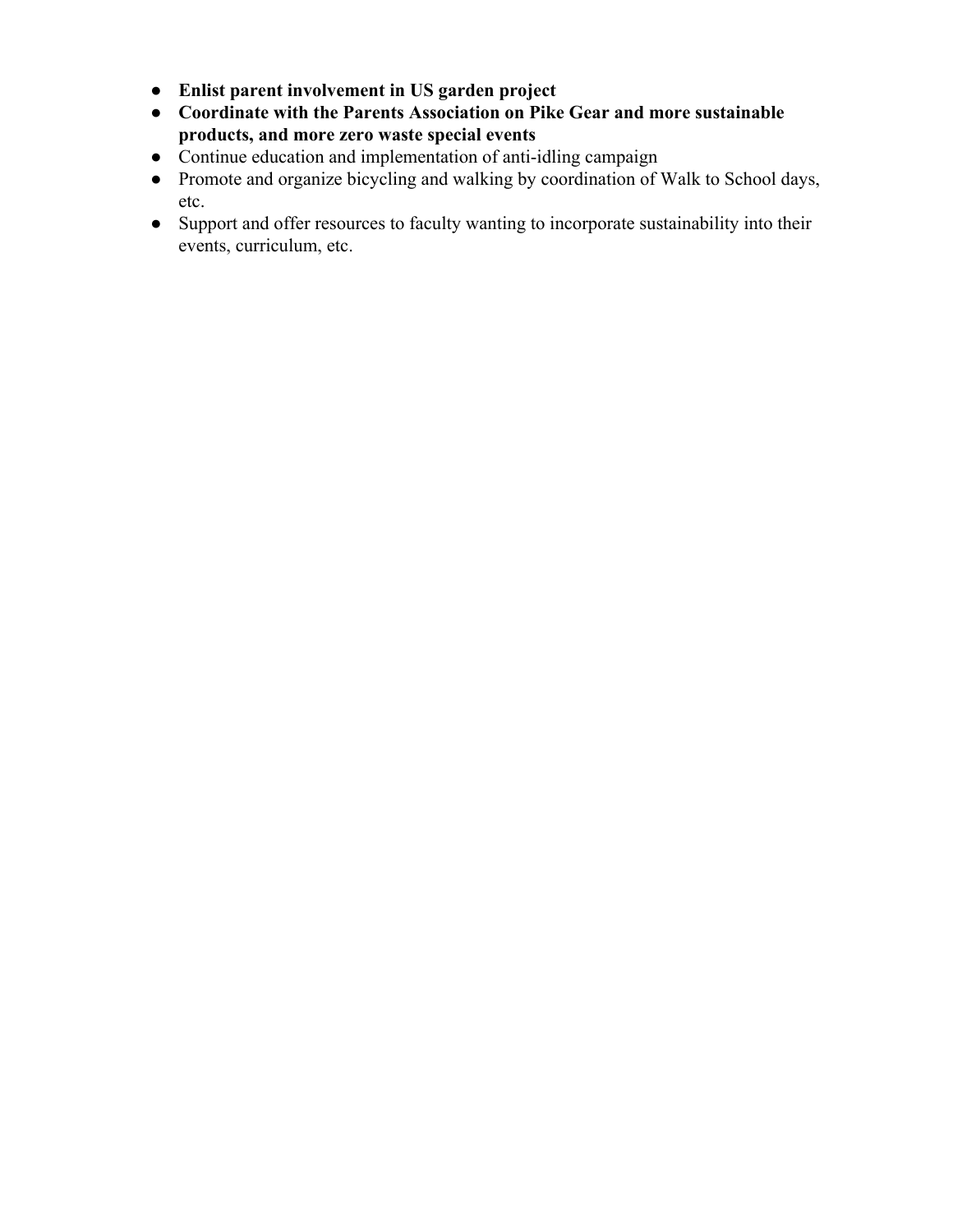- **Enlist parent involvement in US garden project**
- **Coordinate with the Parents Association on Pike Gear and more sustainable products, and more zero waste special events**
- Continue education and implementation of anti-idling campaign
- Promote and organize bicycling and walking by coordination of Walk to School days, etc.
- Support and offer resources to faculty wanting to incorporate sustainability into their events, curriculum, etc.